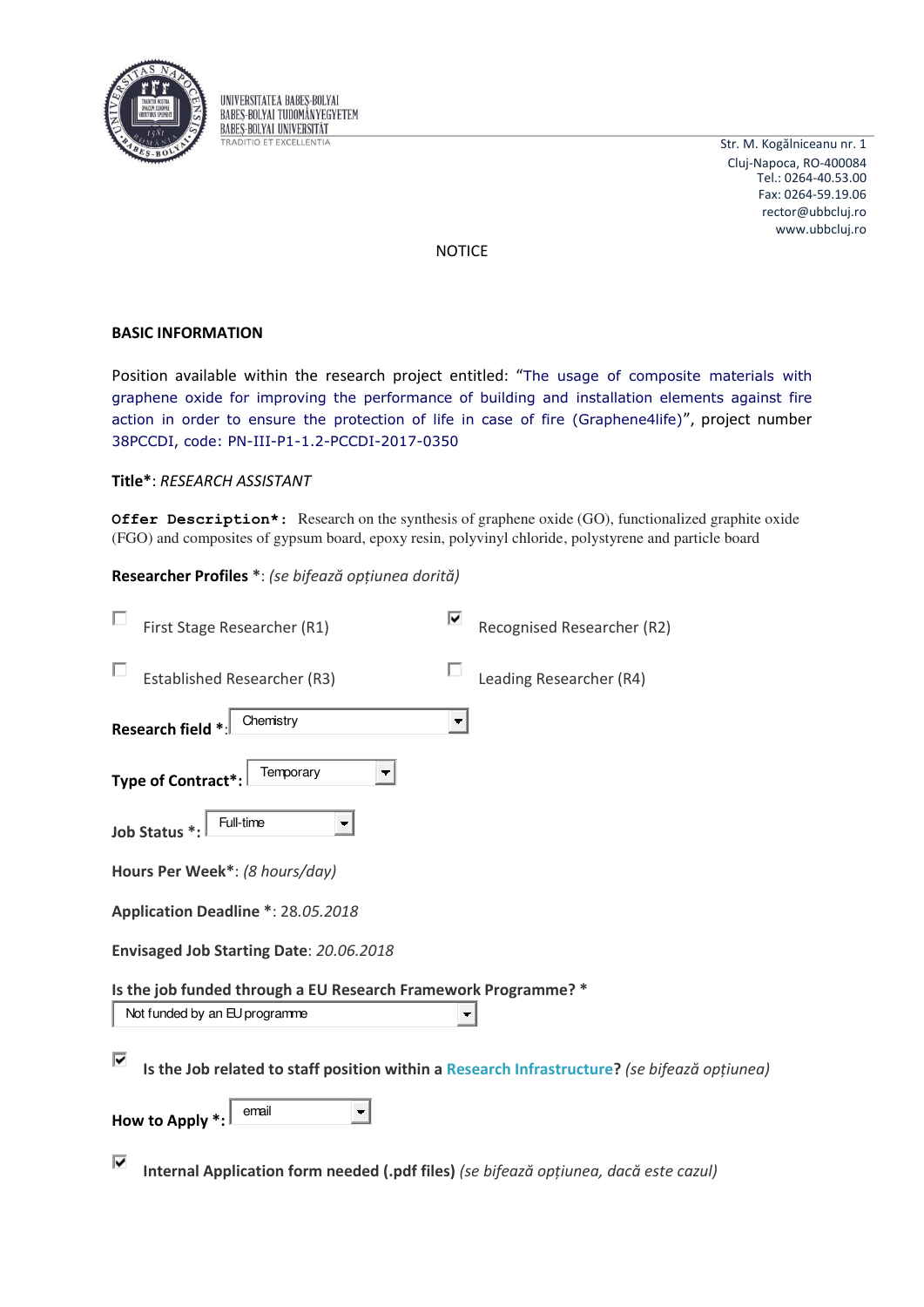UNIVERSITATEA BABEŞ-BOLYAI
BABEŞ-BOLYAI TUDOMÁNYEGYETEM
BABEŞ-BOLYAI UNIVERSITÄT
TRADITIO ET EXCELLENTIA

Str. M. Kogălniceanu nr. 1
Cluj-Napoca, RO-400084
Tel.: 0264-40.53.00
Fax: 0264-59.19.06
rector@ubbcluj.ro
www.ubbcluj.ro

NOTICE

## BASIC INFORMATION

Position available within the research project entitled: "The usage of composite materials with graphene oxide for improving the performance of building and installation elements against fire action in order to ensure the protection of life in case of fire (Graphene4life)", project number 38PCCDI, code: PN-III-P1-1.2-PCCDI-2017-0350

**Title***: *RESEARCH ASSISTANT*

**Offer Description*:** Research on the synthesis of graphene oxide (GO), functionalized graphite oxide (FGO) and composites of gypsum board, epoxy resin, polyvinyl chloride, polystyrene and particle board

**Researcher Profiles** *: *(se bifează opțiunea dorită)*

- [ ] First Stage Researcher (R1)
- [x] Recognised Researcher (R2)
- [ ] Established Researcher (R3)
- [ ] Leading Researcher (R4)

**Research field** *: Chemistry

**Type of Contract*:** Temporary

**Job Status** *: Full-time

**Hours Per Week***: *(8 hours/day)*

**Application Deadline** *: 28.*05.2018*

**Envisaged Job Starting Date**: *20.06.2018*

**Is the job funded through a EU Research Framework Programme?** *
Not funded by an EU programme

- [x] **Is the Job related to staff position within a Research Infrastructure?** *(se bifează opțiunea)*

**How to Apply** *: email

- [x] **Internal Application form needed (.pdf files)** *(se bifează opțiunea, dacă este cazul)*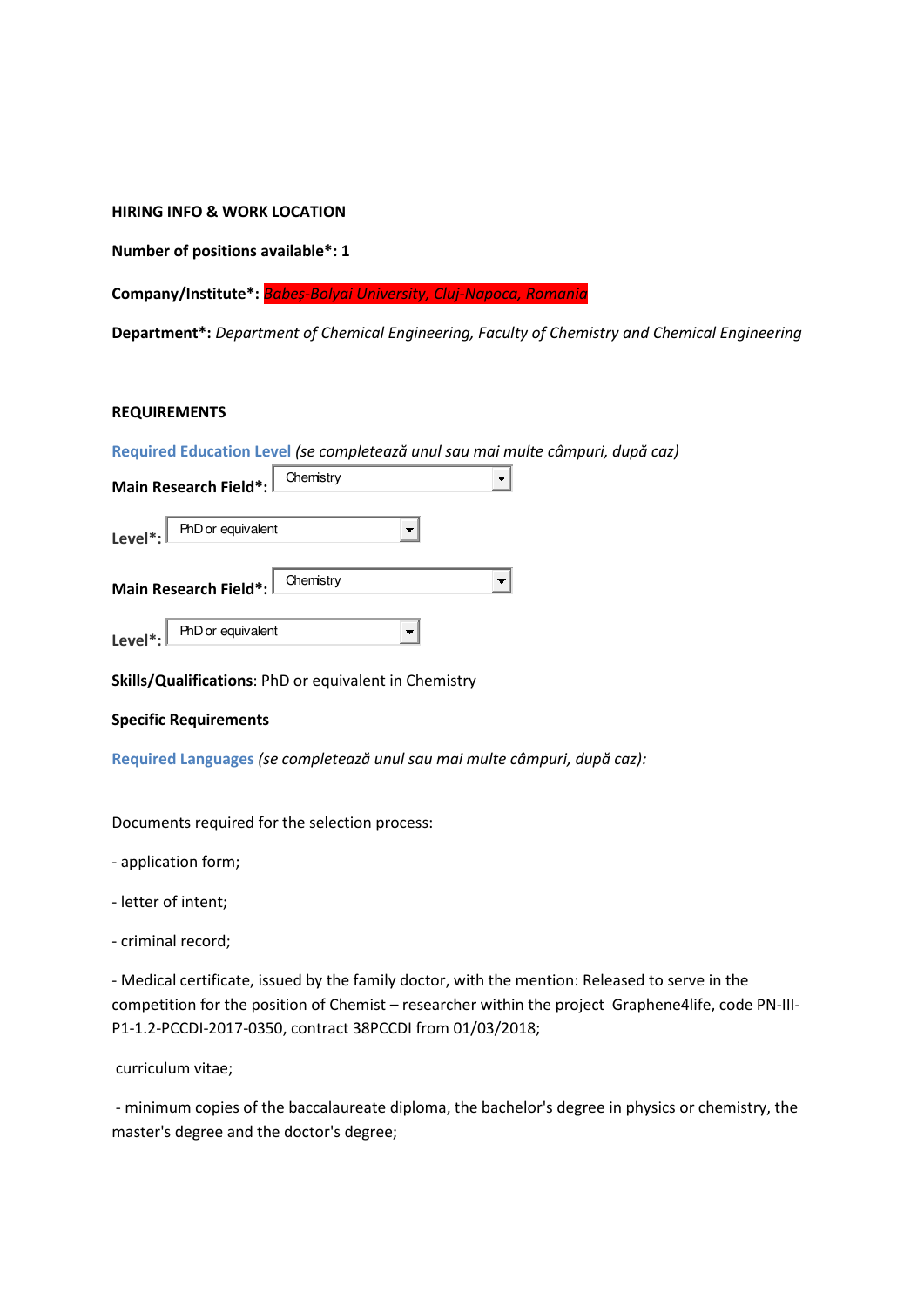**HIRING INFO & WORK LOCATION**

**Number of positions available*: 1**

**Company/Institute*:** *Babeș-Bolyai University, Cluj-Napoca, Romania*

**Department*:** *Department of Chemical Engineering, Faculty of Chemistry and Chemical Engineering*

**REQUIREMENTS**

Required Education Level *(se completează unul sau mai multe câmpuri, după caz)*

**Main Research Field*:** Chemistry

**Level*:** PhD or equivalent

**Main Research Field*:** Chemistry

**Level*:** PhD or equivalent

**Skills/Qualifications**: PhD or equivalent in Chemistry

**Specific Requirements**

Required Languages *(se completează unul sau mai multe câmpuri, după caz):*

Documents required for the selection process:

- application form;

- letter of intent;

- criminal record;

- Medical certificate, issued by the family doctor, with the mention: Released to serve in the competition for the position of Chemist – researcher within the project Graphene4life, code PN-III-P1-1.2-PCCDI-2017-0350, contract 38PCCDI from 01/03/2018;

curriculum vitae;

- minimum copies of the baccalaureate diploma, the bachelor's degree in physics or chemistry, the master's degree and the doctor's degree;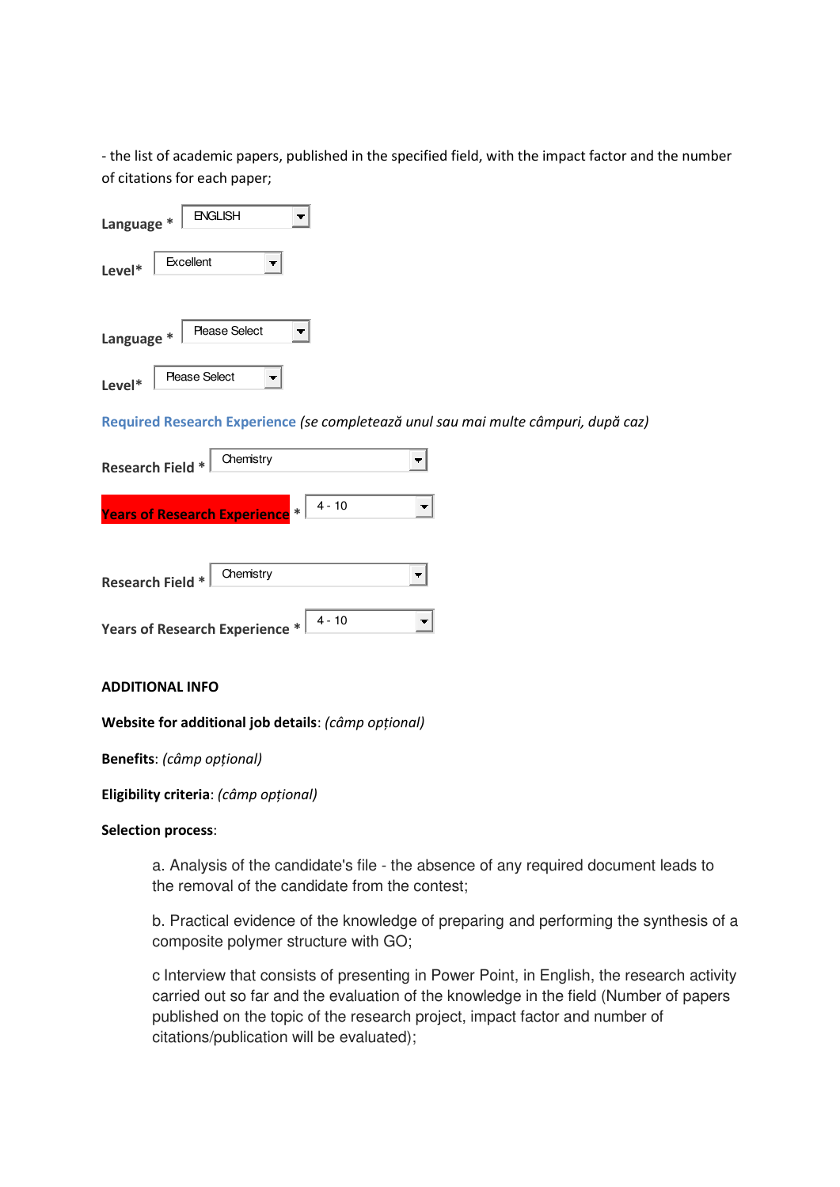- the list of academic papers, published in the specified field, with the impact factor and the number of citations for each paper;

**Language** * ENGLISH

**Level*** Excellent

**Language** * Please Select

**Level*** Please Select

**Required Research Experience** *(se completează unul sau mai multe câmpuri, după caz)*

**Research Field** * Chemistry

**Years of Research Experience** * 4 - 10

**Research Field** * Chemistry

**Years of Research Experience** * 4 - 10

**ADDITIONAL INFO**

**Website for additional job details**: *(câmp opțional)*

**Benefits**: *(câmp opțional)*

**Eligibility criteria**: *(câmp opțional)*

**Selection process**:

a. Analysis of the candidate's file - the absence of any required document leads to the removal of the candidate from the contest;

b. Practical evidence of the knowledge of preparing and performing the synthesis of a composite polymer structure with GO;

c Interview that consists of presenting in Power Point, in English, the research activity carried out so far and the evaluation of the knowledge in the field (Number of papers published on the topic of the research project, impact factor and number of citations/publication will be evaluated);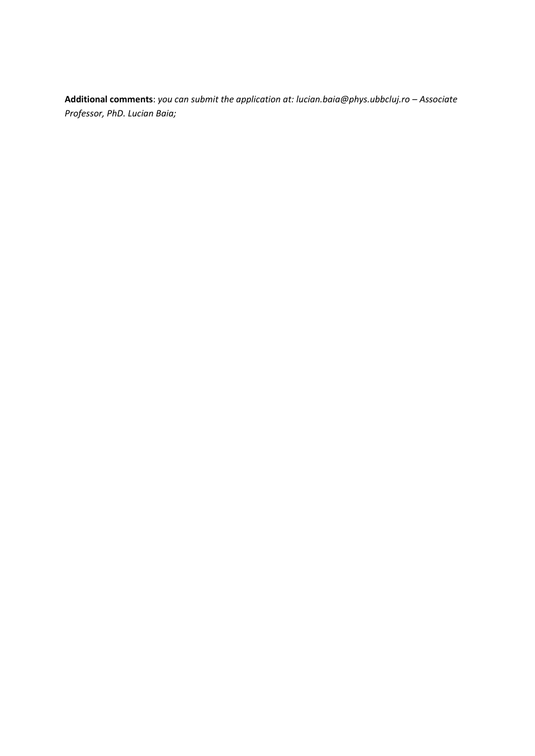**Additional comments**: *you can submit the application at: lucian.baia@phys.ubbcluj.ro – Associate Professor, PhD. Lucian Baia;*